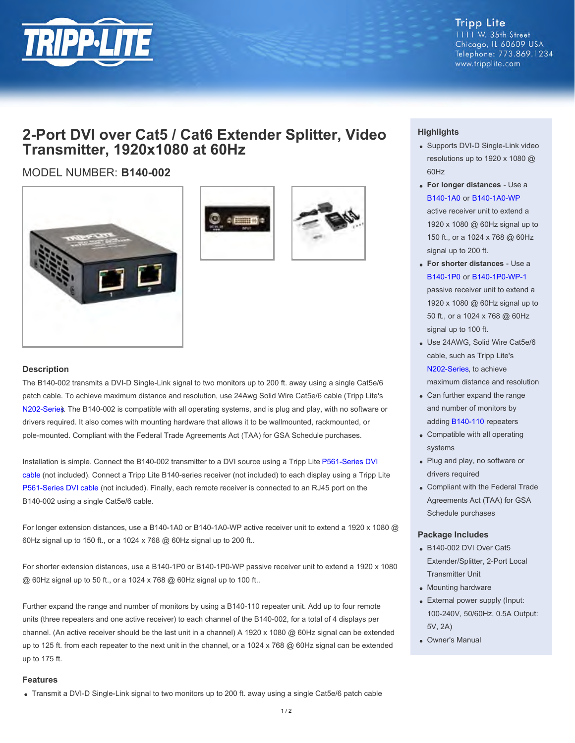Tripp Lite
1111 W. 35th Street
Chicago, IL 60609 USA
Telephone: 773.869.1234
www.tripplite.com

# 2-Port DVI over Cat5 / Cat6 Extender Splitter, Video Transmitter, 1920x1080 at 60Hz

MODEL NUMBER: **B140-002**

## Description

The B140-002 transmits a DVI-D Single-Link signal to two monitors up to 200 ft. away using a single Cat5e/6 patch cable. To achieve maximum distance and resolution, use 24Awg Solid Wire Cat5e/6 cable (Tripp Lite's N202-Series). The B140-002 is compatible with all operating systems, and is plug and play, with no software or drivers required. It also comes with mounting hardware that allows it to be wallmounted, rackmounted, or pole-mounted. Compliant with the Federal Trade Agreements Act (TAA) for GSA Schedule purchases.

Installation is simple. Connect the B140-002 transmitter to a DVI source using a Tripp Lite P561-Series DVI cable (not included). Connect a Tripp Lite B140-series receiver (not included) to each display using a Tripp Lite P561-Series DVI cable (not included). Finally, each remote receiver is connected to an RJ45 port on the B140-002 using a single Cat5e/6 cable.

For longer extension distances, use a B140-1A0 or B140-1A0-WP active receiver unit to extend a 1920 x 1080 @ 60Hz signal up to 150 ft., or a 1024 x 768 @ 60Hz signal up to 200 ft..

For shorter extension distances, use a B140-1P0 or B140-1P0-WP passive receiver unit to extend a 1920 x 1080 @ 60Hz signal up to 50 ft., or a 1024 x 768 @ 60Hz signal up to 100 ft..

Further expand the range and number of monitors by using a B140-110 repeater unit. Add up to four remote units (three repeaters and one active receiver) to each channel of the B140-002, for a total of 4 displays per channel. (An active receiver should be the last unit in a channel) A 1920 x 1080 @ 60Hz signal can be extended up to 125 ft. from each repeater to the next unit in the channel, or a 1024 x 768 @ 60Hz signal can be extended up to 175 ft.

## Features

- Transmit a DVI-D Single-Link signal to two monitors up to 200 ft. away using a single Cat5e/6 patch cable

## Highlights

- Supports DVI-D Single-Link video resolutions up to 1920 x 1080 @ 60Hz
- **For longer distances** - Use a B140-1A0 or B140-1A0-WP active receiver unit to extend a 1920 x 1080 @ 60Hz signal up to 150 ft., or a 1024 x 768 @ 60Hz signal up to 200 ft.
- **For shorter distances** - Use a B140-1P0 or B140-1P0-WP-1 passive receiver unit to extend a 1920 x 1080 @ 60Hz signal up to 50 ft., or a 1024 x 768 @ 60Hz signal up to 100 ft.
- Use 24AWG, Solid Wire Cat5e/6 cable, such as Tripp Lite's N202-Series, to achieve maximum distance and resolution
- Can further expand the range and number of monitors by adding B140-110 repeaters
- Compatible with all operating systems
- Plug and play, no software or drivers required
- Compliant with the Federal Trade Agreements Act (TAA) for GSA Schedule purchases

## Package Includes

- B140-002 DVI Over Cat5 Extender/Splitter, 2-Port Local Transmitter Unit
- Mounting hardware
- External power supply (Input: 100-240V, 50/60Hz, 0.5A Output: 5V, 2A)
- Owner's Manual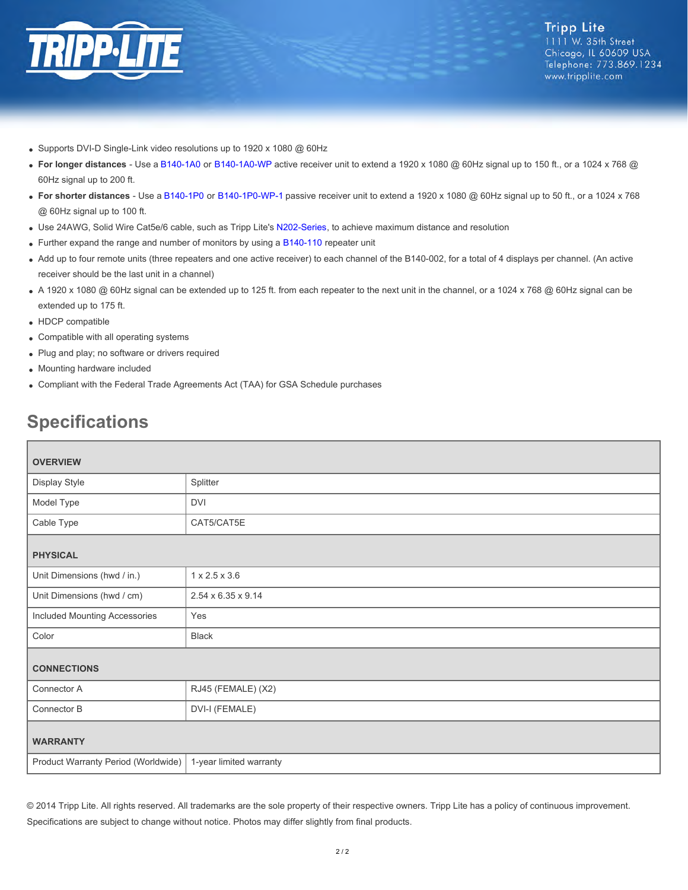- Supports DVI-D Single-Link video resolutions up to 1920 x 1080 @ 60Hz
- **For longer distances** - Use a B140-1A0 or B140-1A0-WP active receiver unit to extend a 1920 x 1080 @ 60Hz signal up to 150 ft., or a 1024 x 768 @ 60Hz signal up to 200 ft.
- **For shorter distances** - Use a B140-1P0 or B140-1P0-WP-1 passive receiver unit to extend a 1920 x 1080 @ 60Hz signal up to 50 ft., or a 1024 x 768 @ 60Hz signal up to 100 ft.
- Use 24AWG, Solid Wire Cat5e/6 cable, such as Tripp Lite's N202-Series, to achieve maximum distance and resolution
- Further expand the range and number of monitors by using a B140-110 repeater unit
- Add up to four remote units (three repeaters and one active receiver) to each channel of the B140-002, for a total of 4 displays per channel. (An active receiver should be the last unit in a channel)
- A 1920 x 1080 @ 60Hz signal can be extended up to 125 ft. from each repeater to the next unit in the channel, or a 1024 x 768 @ 60Hz signal can be extended up to 175 ft.
- HDCP compatible
- Compatible with all operating systems
- Plug and play; no software or drivers required
- Mounting hardware included
- Compliant with the Federal Trade Agreements Act (TAA) for GSA Schedule purchases

## Specifications

| | |
|---|---|
| **OVERVIEW** | |
| Display Style | Splitter |
| Model Type | DVI |
| Cable Type | CAT5/CAT5E |
| **PHYSICAL** | |
| Unit Dimensions (hwd / in.) | 1 x 2.5 x 3.6 |
| Unit Dimensions (hwd / cm) | 2.54 x 6.35 x 9.14 |
| Included Mounting Accessories | Yes |
| Color | Black |
| **CONNECTIONS** | |
| Connector A | RJ45 (FEMALE) (X2) |
| Connector B | DVI-I (FEMALE) |
| **WARRANTY** | |
| Product Warranty Period (Worldwide) | 1-year limited warranty |

© 2014 Tripp Lite. All rights reserved. All trademarks are the sole property of their respective owners. Tripp Lite has a policy of continuous improvement. Specifications are subject to change without notice. Photos may differ slightly from final products.